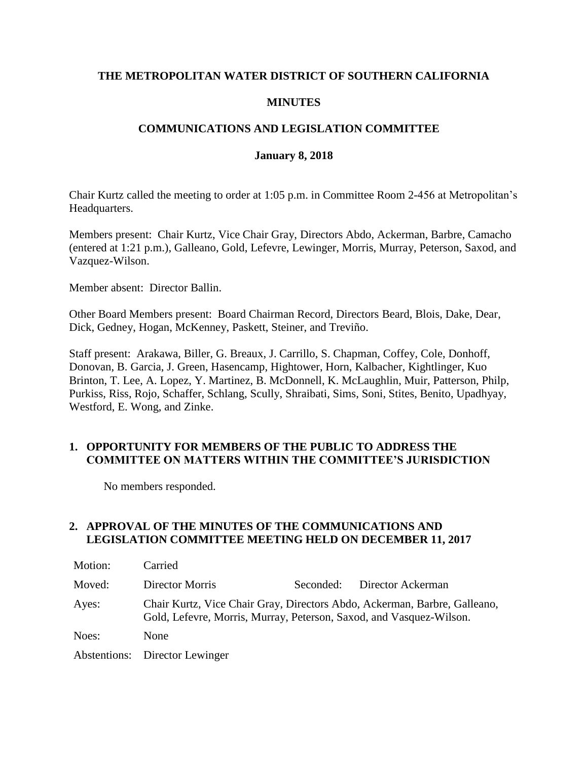**THE METROPOLITAN WATER DISTRICT OF SOUTHERN CALIFORNIA**

**MINUTES**

**COMMUNICATIONS AND LEGISLATION COMMITTEE**

**January 8, 2018**

Chair Kurtz called the meeting to order at 1:05 p.m. in Committee Room 2-456 at Metropolitan's Headquarters.

Members present: Chair Kurtz, Vice Chair Gray, Directors Abdo, Ackerman, Barbre, Camacho (entered at 1:21 p.m.), Galleano, Gold, Lefevre, Lewinger, Morris, Murray, Peterson, Saxod, and Vazquez-Wilson.

Member absent: Director Ballin.

Other Board Members present: Board Chairman Record, Directors Beard, Blois, Dake, Dear, Dick, Gedney, Hogan, McKenney, Paskett, Steiner, and Treviño.

Staff present: Arakawa, Biller, G. Breaux, J. Carrillo, S. Chapman, Coffey, Cole, Donhoff, Donovan, B. Garcia, J. Green, Hasencamp, Hightower, Horn, Kalbacher, Kightlinger, Kuo Brinton, T. Lee, A. Lopez, Y. Martinez, B. McDonnell, K. McLaughlin, Muir, Patterson, Philp, Purkiss, Riss, Rojo, Schaffer, Schlang, Scully, Shraibati, Sims, Soni, Stites, Benito, Upadhyay, Westford, E. Wong, and Zinke.

## 1. OPPORTUNITY FOR MEMBERS OF THE PUBLIC TO ADDRESS THE COMMITTEE ON MATTERS WITHIN THE COMMITTEE'S JURISDICTION

No members responded.

## 2. APPROVAL OF THE MINUTES OF THE COMMUNICATIONS AND LEGISLATION COMMITTEE MEETING HELD ON DECEMBER 11, 2017

| | | | |
|---|---|---|---|
| Motion: | Carried | | |
| Moved: | Director Morris | Seconded: | Director Ackerman |
| Ayes: | Chair Kurtz, Vice Chair Gray, Directors Abdo, Ackerman, Barbre, Galleano, Gold, Lefevre, Morris, Murray, Peterson, Saxod, and Vasquez-Wilson. | | |
| Noes: | None | | |
| Abstentions: | Director Lewinger | | |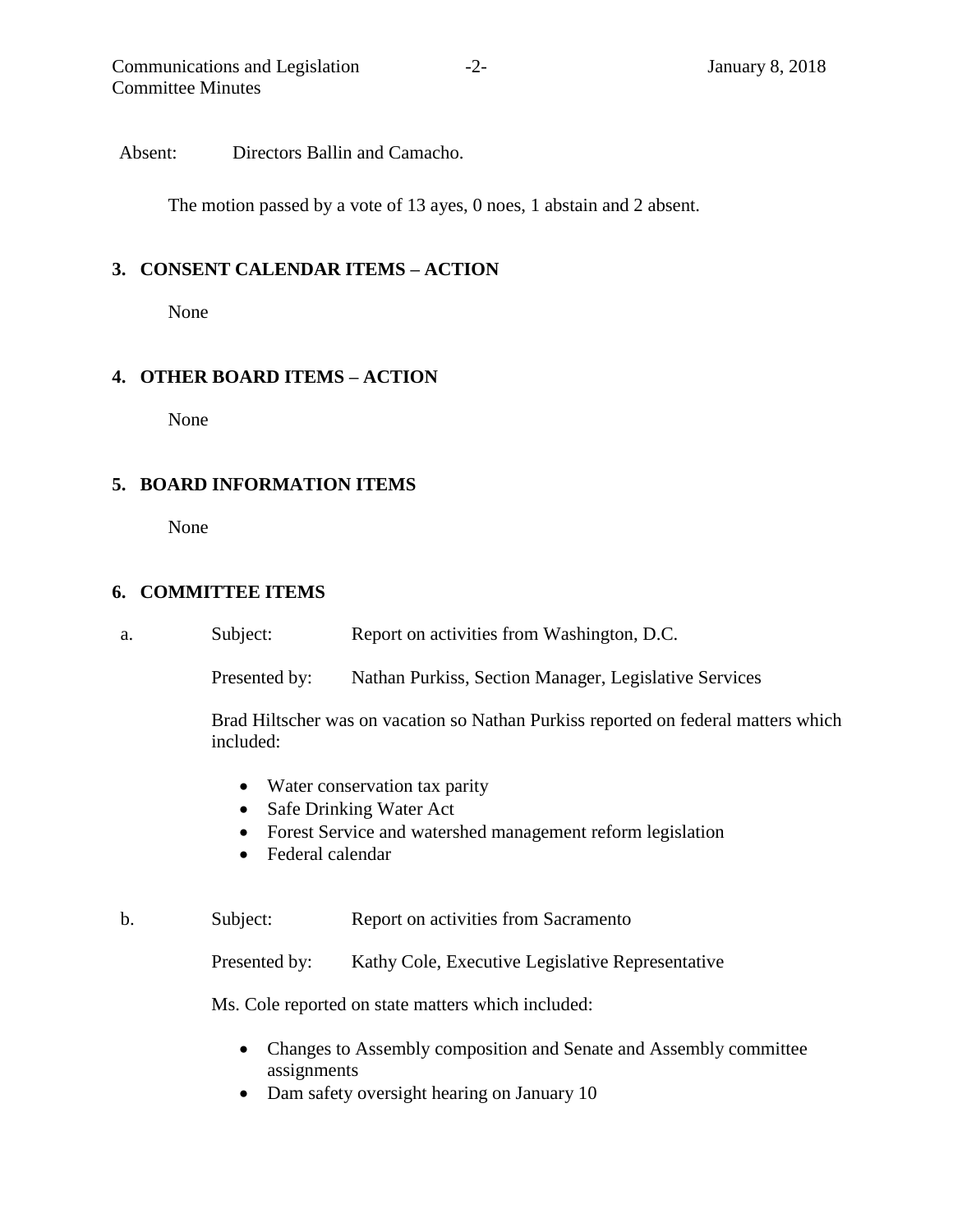Absent: Directors Ballin and Camacho.

The motion passed by a vote of 13 ayes, 0 noes, 1 abstain and 2 absent.

## 3. CONSENT CALENDAR ITEMS – ACTION

None

## 4. OTHER BOARD ITEMS – ACTION

None

## 5. BOARD INFORMATION ITEMS

None

## 6. COMMITTEE ITEMS

a. Subject: Report on activities from Washington, D.C.

Presented by: Nathan Purkiss, Section Manager, Legislative Services

Brad Hiltscher was on vacation so Nathan Purkiss reported on federal matters which included:

- Water conservation tax parity
- Safe Drinking Water Act
- Forest Service and watershed management reform legislation
- Federal calendar

b. Subject: Report on activities from Sacramento

Presented by: Kathy Cole, Executive Legislative Representative

Ms. Cole reported on state matters which included:

- Changes to Assembly composition and Senate and Assembly committee assignments
- Dam safety oversight hearing on January 10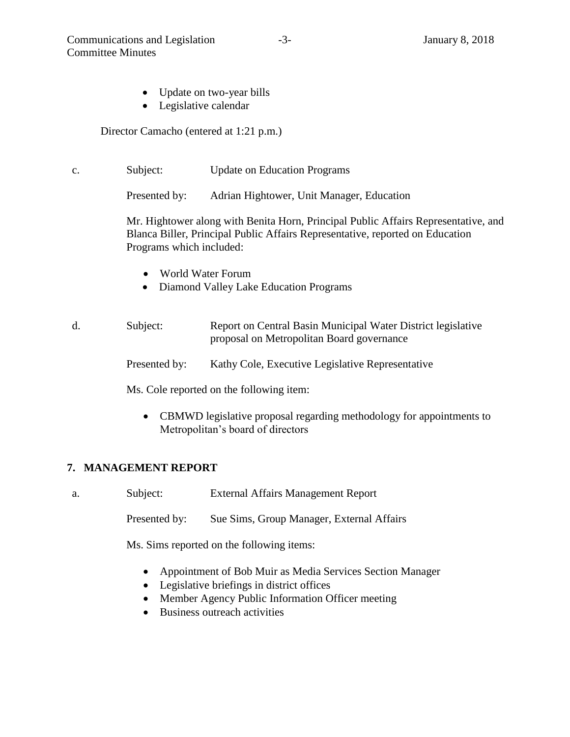- Update on two-year bills
- Legislative calendar

Director Camacho (entered at 1:21 p.m.)

c. Subject: Update on Education Programs

Presented by: Adrian Hightower, Unit Manager, Education

Mr. Hightower along with Benita Horn, Principal Public Affairs Representative, and Blanca Biller, Principal Public Affairs Representative, reported on Education Programs which included:

- World Water Forum
- Diamond Valley Lake Education Programs

d. Subject: Report on Central Basin Municipal Water District legislative proposal on Metropolitan Board governance

Presented by: Kathy Cole, Executive Legislative Representative

Ms. Cole reported on the following item:

- CBMWD legislative proposal regarding methodology for appointments to Metropolitan's board of directors

## 7. MANAGEMENT REPORT

a. Subject: External Affairs Management Report

Presented by: Sue Sims, Group Manager, External Affairs

Ms. Sims reported on the following items:

- Appointment of Bob Muir as Media Services Section Manager
- Legislative briefings in district offices
- Member Agency Public Information Officer meeting
- Business outreach activities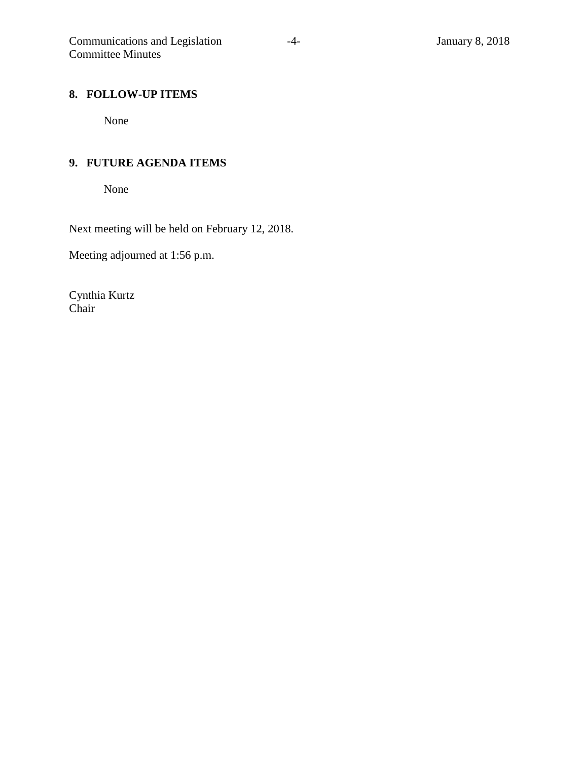## 8. FOLLOW-UP ITEMS

None

## 9. FUTURE AGENDA ITEMS

None

Next meeting will be held on February 12, 2018.

Meeting adjourned at 1:56 p.m.

Cynthia Kurtz
Chair